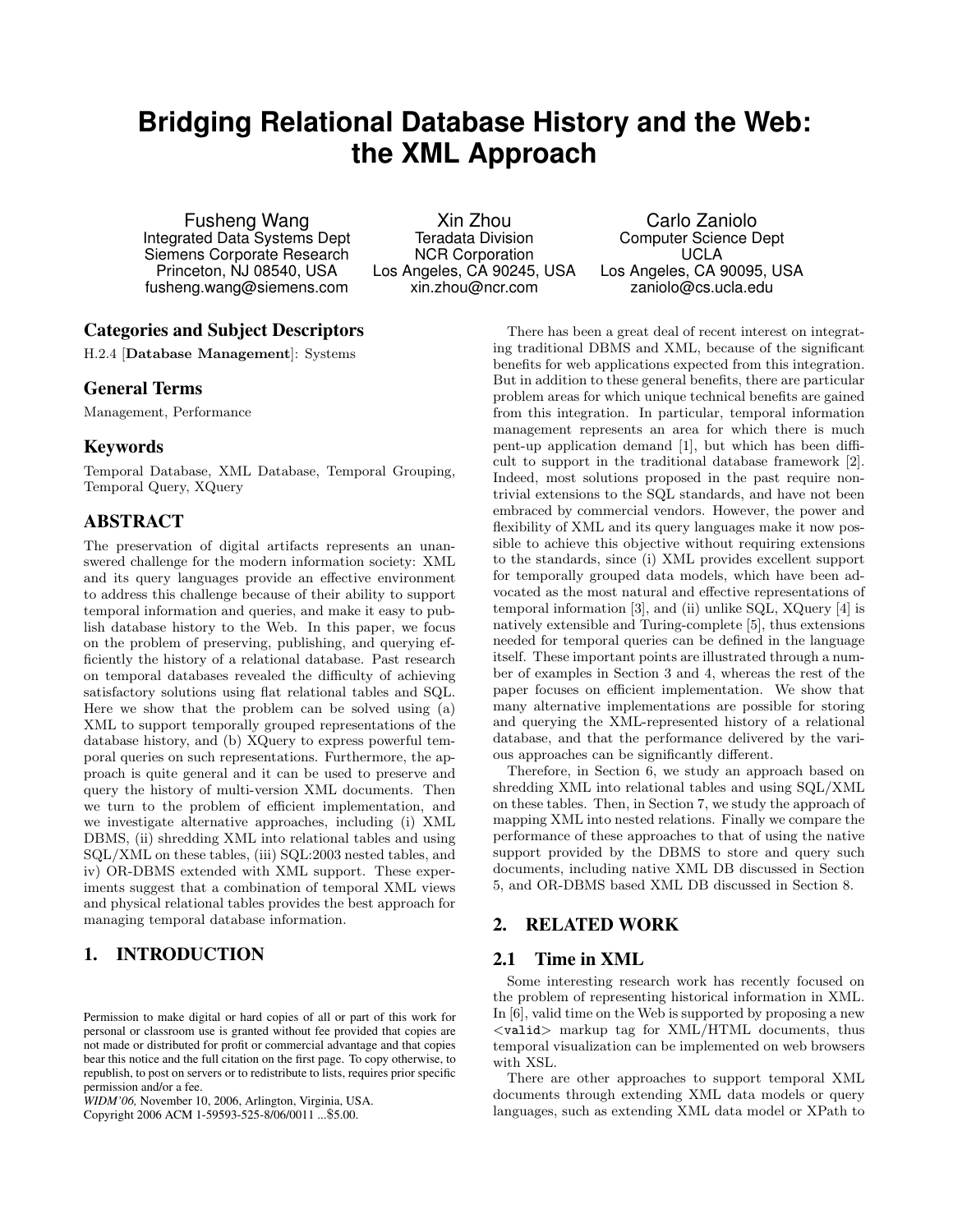# Bridging Relational Database History and the Web: the XML Approach

Fusheng Wang
Integrated Data Systems Dept
Siemens Corporate Research
Princeton, NJ 08540, USA
fusheng.wang@siemens.com

Xin Zhou
Teradata Division
NCR Corporation
Los Angeles, CA 90245, USA
xin.zhou@ncr.com

Carlo Zaniolo
Computer Science Dept
UCLA
Los Angeles, CA 90095, USA
zaniolo@cs.ucla.edu

## Categories and Subject Descriptors

H.2.4 [**Database Management**]: Systems

## General Terms

Management, Performance

## Keywords

Temporal Database, XML Database, Temporal Grouping, Temporal Query, XQuery

## ABSTRACT

The preservation of digital artifacts represents an unanswered challenge for the modern information society: XML and its query languages provide an effective environment to address this challenge because of their ability to support temporal information and queries, and make it easy to publish database history to the Web. In this paper, we focus on the problem of preserving, publishing, and querying efficiently the history of a relational database. Past research on temporal databases revealed the difficulty of achieving satisfactory solutions using flat relational tables and SQL. Here we show that the problem can be solved using (a) XML to support temporally grouped representations of the database history, and (b) XQuery to express powerful temporal queries on such representations. Furthermore, the approach is quite general and it can be used to preserve and query the history of multi-version XML documents. Then we turn to the problem of efficient implementation, and we investigate alternative approaches, including (i) XML DBMS, (ii) shredding XML into relational tables and using SQL/XML on these tables, (iii) SQL:2003 nested tables, and iv) OR-DBMS extended with XML support. These experiments suggest that a combination of temporal XML views and physical relational tables provides the best approach for managing temporal database information.

## 1. INTRODUCTION

There has been a great deal of recent interest on integrating traditional DBMS and XML, because of the significant benefits for web applications expected from this integration. But in addition to these general benefits, there are particular problem areas for which unique technical benefits are gained from this integration. In particular, temporal information management represents an area for which there is much pent-up application demand [1], but which has been difficult to support in the traditional database framework [2]. Indeed, most solutions proposed in the past require non-trivial extensions to the SQL standards, and have not been embraced by commercial vendors. However, the power and flexibility of XML and its query languages make it now possible to achieve this objective without requiring extensions to the standards, since (i) XML provides excellent support for temporally grouped data models, which have been advocated as the most natural and effective representations of temporal information [3], and (ii) unlike SQL, XQuery [4] is natively extensible and Turing-complete [5], thus extensions needed for temporal queries can be defined in the language itself. These important points are illustrated through a number of examples in Section 3 and 4, whereas the rest of the paper focuses on efficient implementation. We show that many alternative implementations are possible for storing and querying the XML-represented history of a relational database, and that the performance delivered by the various approaches can be significantly different.

Therefore, in Section 6, we study an approach based on shredding XML into relational tables and using SQL/XML on these tables. Then, in Section 7, we study the approach of mapping XML into nested relations. Finally we compare the performance of these approaches to that of using the native support provided by the DBMS to store and query such documents, including native XML DB discussed in Section 5, and OR-DBMS based XML DB discussed in Section 8.

## 2. RELATED WORK

### 2.1 Time in XML

Some interesting research work has recently focused on the problem of representing historical information in XML. In [6], valid time on the Web is supported by proposing a new <valid> markup tag for XML/HTML documents, thus temporal visualization can be implemented on web browsers with XSL.

There are other approaches to support temporal XML documents through extending XML data models or query languages, such as extending XML data model or XPath to

Permission to make digital or hard copies of all or part of this work for personal or classroom use is granted without fee provided that copies are not made or distributed for profit or commercial advantage and that copies bear this notice and the full citation on the first page. To copy otherwise, to republish, to post on servers or to redistribute to lists, requires prior specific permission and/or a fee.
*WIDM'06,* November 10, 2006, Arlington, Virginia, USA.
Copyright 2006 ACM 1-59593-525-8/06/0011 ...$5.00.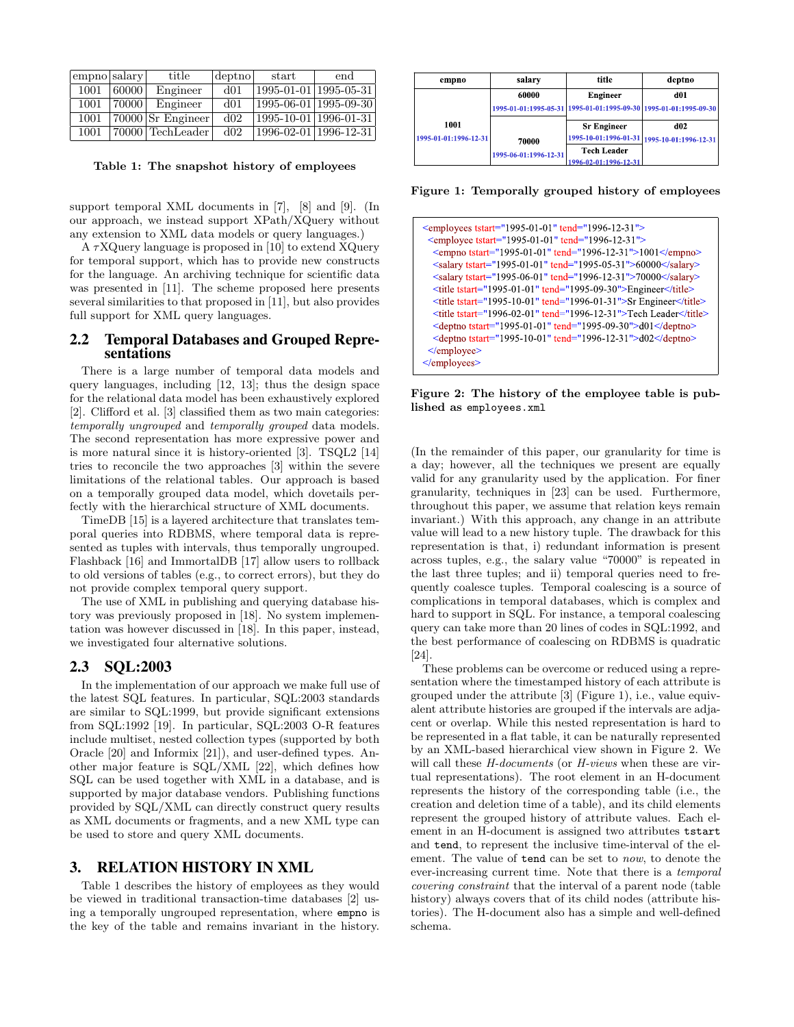| empno | salary | title | deptno | start | end |
|---|---|---|---|---|---|
| 1001 | 60000 | Engineer | d01 | 1995-01-01 | 1995-05-31 |
| 1001 | 70000 | Engineer | d01 | 1995-06-01 | 1995-09-30 |
| 1001 | 70000 | Sr Engineer | d02 | 1995-10-01 | 1996-01-31 |
| 1001 | 70000 | TechLeader | d02 | 1996-02-01 | 1996-12-31 |

**Table 1: The snapshot history of employees**

support temporal XML documents in [7], [8] and [9]. (In our approach, we instead support XPath/XQuery without any extension to XML data models or query languages.)

A τXQuery language is proposed in [10] to extend XQuery for temporal support, which has to provide new constructs for the language. An archiving technique for scientific data was presented in [11]. The scheme proposed here presents several similarities to that proposed in [11], but also provides full support for XML query languages.

## 2.2 Temporal Databases and Grouped Representations

There is a large number of temporal data models and query languages, including [12, 13]; thus the design space for the relational data model has been exhaustively explored [2]. Clifford et al. [3] classified them as two main categories: *temporally ungrouped* and *temporally grouped* data models. The second representation has more expressive power and is more natural since it is history-oriented [3]. TSQL2 [14] tries to reconcile the two approaches [3] within the severe limitations of the relational tables. Our approach is based on a temporally grouped data model, which dovetails perfectly with the hierarchical structure of XML documents.

TimeDB [15] is a layered architecture that translates temporal queries into RDBMS, where temporal data is represented as tuples with intervals, thus temporally ungrouped. Flashback [16] and ImmortalDB [17] allow users to rollback to old versions of tables (e.g., to correct errors), but they do not provide complex temporal query support.

The use of XML in publishing and querying database history was previously proposed in [18]. No system implementation was however discussed in [18]. In this paper, instead, we investigated four alternative solutions.

## 2.3 SQL:2003

In the implementation of our approach we make full use of the latest SQL features. In particular, SQL:2003 standards are similar to SQL:1999, but provide significant extensions from SQL:1992 [19]. In particular, SQL:2003 O-R features include multiset, nested collection types (supported by both Oracle [20] and Informix [21]), and user-defined types. Another major feature is SQL/XML [22], which defines how SQL can be used together with XML in a database, and is supported by major database vendors. Publishing functions provided by SQL/XML can directly construct query results as XML documents or fragments, and a new XML type can be used to store and query XML documents.

# 3. RELATION HISTORY IN XML

Table 1 describes the history of employees as they would be viewed in traditional transaction-time databases [2] using a temporally ungrouped representation, where `empno` is the key of the table and remains invariant in the history.

| empno | salary | title | deptno |
|---|---|---|---|
| 1001 1995-01-01:1996-12-31 | 60000 1995-01-01:1995-05-31 | Engineer 1995-01-01:1995-09-30 | d01 1995-01-01:1995-09-30 |
| | 70000 1995-06-01:1996-12-31 | Sr Engineer 1995-10-01:1996-01-31 | d02 1995-10-01:1996-12-31 |
| | | Tech Leader 1996-02-01:1996-12-31 | |

**Figure 1: Temporally grouped history of employees**

```
<employees tstart="1995-01-01" tend="1996-12-31">
 <employee tstart="1995-01-01" tend="1996-12-31">
  <empno tstart="1995-01-01" tend="1996-12-31">1001</empno>
  <salary tstart="1995-01-01" tend="1995-05-31">60000</salary>
  <salary tstart="1995-06-01" tend="1996-12-31">70000</salary>
  <title tstart="1995-01-01" tend="1995-09-30">Engineer</title>
  <title tstart="1995-10-01" tend="1996-01-31">Sr Engineer</title>
  <title tstart="1996-02-01" tend="1996-12-31">Tech Leader</title>
  <deptno tstart="1995-01-01" tend="1995-09-30">d01</deptno>
  <deptno tstart="1995-10-01" tend="1996-12-31">d02</deptno>
 </employee>
</employees>
```

**Figure 2: The history of the employee table is published as `employees.xml`**

(In the remainder of this paper, our granularity for time is a day; however, all the techniques we present are equally valid for any granularity used by the application. For finer granularity, techniques in [23] can be used. Furthermore, throughout this paper, we assume that relation keys remain invariant.) With this approach, any change in an attribute value will lead to a new history tuple. The drawback for this representation is that, i) redundant information is present across tuples, e.g., the salary value "70000" is repeated in the last three tuples; and ii) temporal queries need to frequently coalesce tuples. Temporal coalescing is a source of complications in temporal databases, which is complex and hard to support in SQL. For instance, a temporal coalescing query can take more than 20 lines of codes in SQL:1992, and the best performance of coalescing on RDBMS is quadratic [24].

These problems can be overcome or reduced using a representation where the timestamped history of each attribute is grouped under the attribute [3] (Figure 1), i.e., value equivalent attribute histories are grouped if the intervals are adjacent or overlap. While this nested representation is hard to be represented in a flat table, it can be naturally represented by an XML-based hierarchical view shown in Figure 2. We will call these *H-documents* (or *H-views* when these are virtual representations). The root element in an H-document represents the history of the corresponding table (i.e., the creation and deletion time of a table), and its child elements represent the grouped history of attribute values. Each element in an H-document is assigned two attributes `tstart` and `tend`, to represent the inclusive time-interval of the element. The value of `tend` can be set to *now*, to denote the ever-increasing current time. Note that there is a *temporal covering constraint* that the interval of a parent node (table history) always covers that of its child nodes (attribute histories). The H-document also has a simple and well-defined schema.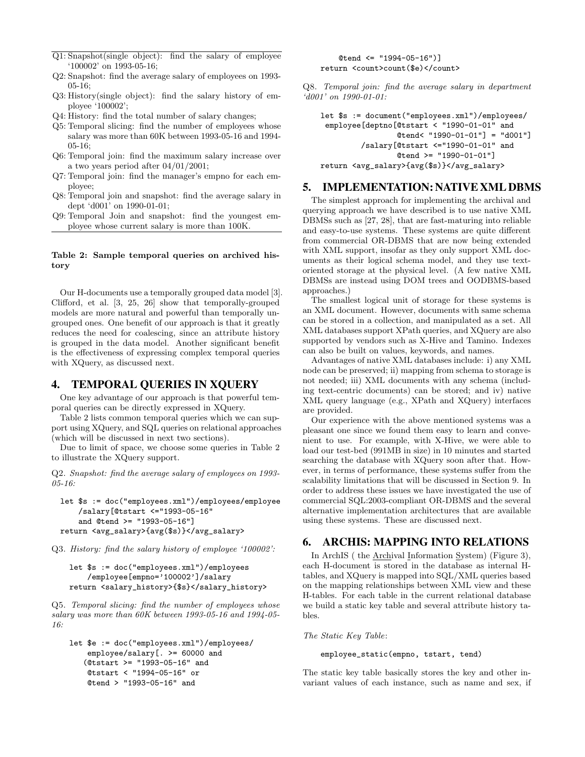Q1: Snapshot(single object): find the salary of employee '100002' on 1993-05-16;
Q2: Snapshot: find the average salary of employees on 1993-05-16;
Q3: History(single object): find the salary history of employee '100002';
Q4: History: find the total number of salary changes;
Q5: Temporal slicing: find the number of employees whose salary was more than 60K between 1993-05-16 and 1994-05-16;
Q6: Temporal join: find the maximum salary increase over a two years period after 04/01/2001;
Q7: Temporal join: find the manager's empno for each employee;
Q8: Temporal join and snapshot: find the average salary in dept 'd001' on 1990-01-01;
Q9: Temporal Join and snapshot: find the youngest employee whose current salary is more than 100K.

**Table 2: Sample temporal queries on archived history**

Our H-documents use a temporally grouped data model [3]. Clifford, et al. [3, 25, 26] show that temporally-grouped models are more natural and powerful than temporally ungrouped ones. One benefit of our approach is that it greatly reduces the need for coalescing, since an attribute history is grouped in the data model. Another significant benefit is the effectiveness of expressing complex temporal queries with XQuery, as discussed next.

## 4. TEMPORAL QUERIES IN XQUERY

One key advantage of our approach is that powerful temporal queries can be directly expressed in XQuery.

Table 2 lists common temporal queries which we can support using XQuery, and SQL queries on relational approaches (which will be discussed in next two sections).

Due to limit of space, we choose some queries in Table 2 to illustrate the XQuery support.

Q2. *Snapshot: find the average salary of employees on 1993-05-16:*

```
let $s := doc("employees.xml")/employees/employee
    /salary[@tstart <="1993-05-16"
    and @tend >= "1993-05-16"]
return <avg_salary>{avg($s)}</avg_salary>
```

Q3. *History: find the salary history of employee '100002':*

```
let $s := doc("employees.xml")/employees
    /employee[empno='100002']/salary
return <salary_history>{$s}</salary_history>
```

Q5. *Temporal slicing: find the number of employees whose salary was more than 60K between 1993-05-16 and 1994-05-16:*

```
let $e := doc("employees.xml")/employees/
    employee/salary[. >= 60000 and
   (@tstart >= "1993-05-16" and
    @tstart < "1994-05-16" or
    @tend > "1993-05-16" and
    @tend <= "1994-05-16")]
return <count>count($e)</count>
```

Q8. *Temporal join: find the average salary in department 'd001' on 1990-01-01:*

```
let $s := document("employees.xml")/employees/
 employee[deptno[@tstart < "1990-01-01" and
              @tend< "1990-01-01"] = "d001"]
        /salary[@tstart <="1990-01-01" and
              @tend >= "1990-01-01"]
return <avg_salary>{avg($s)}</avg_salary>
```

## 5. IMPLEMENTATION: NATIVE XML DBMS

The simplest approach for implementing the archival and querying approach we have described is to use native XML DBMSs such as [27, 28], that are fast-maturing into reliable and easy-to-use systems. These systems are quite different from commercial OR-DBMS that are now being extended with XML support, insofar as they only support XML documents as their logical schema model, and they use text-oriented storage at the physical level. (A few native XML DBMSs are instead using DOM trees and OODBMS-based approaches.)

The smallest logical unit of storage for these systems is an XML document. However, documents with same schema can be stored in a collection, and manipulated as a set. All XML databases support XPath queries, and XQuery are also supported by vendors such as X-Hive and Tamino. Indexes can also be built on values, keywords, and names.

Advantages of native XML databases include: i) any XML node can be preserved; ii) mapping from schema to storage is not needed; iii) XML documents with any schema (including text-centric documents) can be stored; and iv) native XML query language (e.g., XPath and XQuery) interfaces are provided.

Our experience with the above mentioned systems was a pleasant one since we found them easy to learn and convenient to use. For example, with X-Hive, we were able to load our test-bed (991MB in size) in 10 minutes and started searching the database with XQuery soon after that. However, in terms of performance, these systems suffer from the scalability limitations that will be discussed in Section 9. In order to address these issues we have investigated the use of commercial SQL:2003-compliant OR-DBMS and the several alternative implementation architectures that are available using these systems. These are discussed next.

## 6. ARCHIS: MAPPING INTO RELATIONS

In ArchIS ( the Archival Information System) (Figure 3), each H-document is stored in the database as internal H-tables, and XQuery is mapped into SQL/XML queries based on the mapping relationships between XML view and these H-tables. For each table in the current relational database we build a static key table and several attribute history tables.

*The Static Key Table*:

```
employee_static(empno, tstart, tend)
```

The static key table basically stores the key and other invariant values of each instance, such as name and sex, if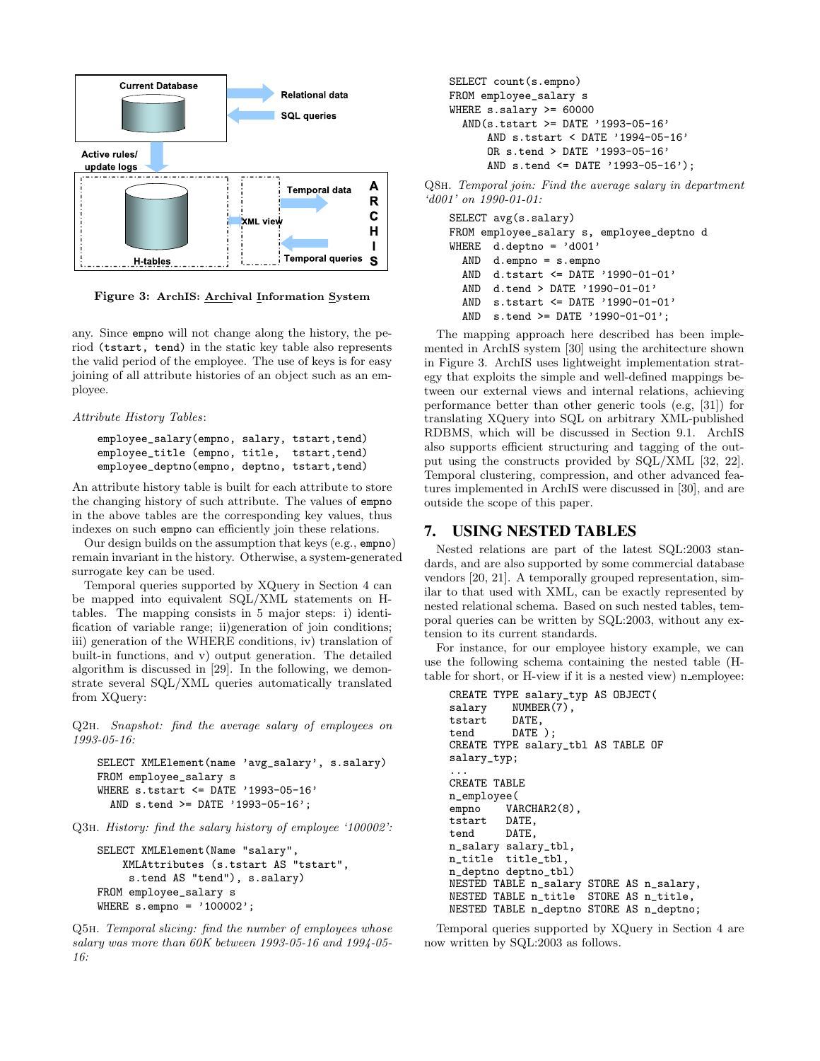Figure 3: ArchIS: Archival Information System

any. Since empno will not change along the history, the period (tstart, tend) in the static key table also represents the valid period of the employee. The use of keys is for easy joining of all attribute histories of an object such as an employee.

*Attribute History Tables*:

```
employee_salary(empno, salary, tstart,tend)
employee_title (empno, title,  tstart,tend)
employee_deptno(empno, deptno, tstart,tend)
```

An attribute history table is built for each attribute to store the changing history of such attribute. The values of empno in the above tables are the corresponding key values, thus indexes on such empno can efficiently join these relations.

Our design builds on the assumption that keys (e.g., empno) remain invariant in the history. Otherwise, a system-generated surrogate key can be used.

Temporal queries supported by XQuery in Section 4 can be mapped into equivalent SQL/XML statements on H-tables. The mapping consists in 5 major steps: i) identification of variable range; ii)generation of join conditions; iii) generation of the WHERE conditions, iv) translation of built-in functions, and v) output generation. The detailed algorithm is discussed in [29]. In the following, we demonstrate several SQL/XML queries automatically translated from XQuery:

Q2H. *Snapshot: find the average salary of employees on 1993-05-16:*

```
SELECT XMLElement(name 'avg_salary', s.salary)
FROM employee_salary s
WHERE s.tstart <= DATE '1993-05-16'
  AND s.tend >= DATE '1993-05-16';
```

Q3H. *History: find the salary history of employee '100002':*

```
SELECT XMLElement(Name "salary",
    XMLAttributes (s.tstart AS "tstart",
     s.tend AS "tend"), s.salary)
FROM employee_salary s
WHERE s.empno = '100002';
```

Q5H. *Temporal slicing: find the number of employees whose salary was more than 60K between 1993-05-16 and 1994-05-16:*

```
SELECT count(s.empno)
FROM employee_salary s
WHERE s.salary >= 60000
  AND(s.tstart >= DATE '1993-05-16'
      AND s.tstart < DATE '1994-05-16'
      OR s.tend > DATE '1993-05-16'
      AND s.tend <= DATE '1993-05-16');
```

Q8H. *Temporal join: Find the average salary in department 'd001' on 1990-01-01:*

```
SELECT avg(s.salary)
FROM employee_salary s, employee_deptno d
WHERE  d.deptno = 'd001'
  AND  d.empno = s.empno
  AND  d.tstart <= DATE '1990-01-01'
  AND  d.tend > DATE '1990-01-01'
  AND  s.tstart <= DATE '1990-01-01'
  AND  s.tend >= DATE '1990-01-01';
```

The mapping approach here described has been implemented in ArchIS system [30] using the architecture shown in Figure 3. ArchIS uses lightweight implementation strategy that exploits the simple and well-defined mappings between our external views and internal relations, achieving performance better than other generic tools (e.g, [31]) for translating XQuery into SQL on arbitrary XML-published RDBMS, which will be discussed in Section 9.1. ArchIS also supports efficient structuring and tagging of the output using the constructs provided by SQL/XML [32, 22]. Temporal clustering, compression, and other advanced features implemented in ArchIS were discussed in [30], and are outside the scope of this paper.

## 7. USING NESTED TABLES

Nested relations are part of the latest SQL:2003 standards, and are also supported by some commercial database vendors [20, 21]. A temporally grouped representation, similar to that used with XML, can be exactly represented by nested relational schema. Based on such nested tables, temporal queries can be written by SQL:2003, without any extension to its current standards.

For instance, for our employee history example, we can use the following schema containing the nested table (H-table for short, or H-view if it is a nested view) n_employee:

```
CREATE TYPE salary_typ AS OBJECT(
salary    NUMBER(7),
tstart    DATE,
tend      DATE );
CREATE TYPE salary_tbl AS TABLE OF
salary_typ;
...
CREATE TABLE
n_employee(
empno     VARCHAR2(8),
tstart    DATE,
tend      DATE,
n_salary salary_tbl,
n_title  title_tbl,
n_deptno deptno_tbl)
NESTED TABLE n_salary STORE AS n_salary,
NESTED TABLE n_title  STORE AS n_title,
NESTED TABLE n_deptno STORE AS n_deptno;
```

Temporal queries supported by XQuery in Section 4 are now written by SQL:2003 as follows.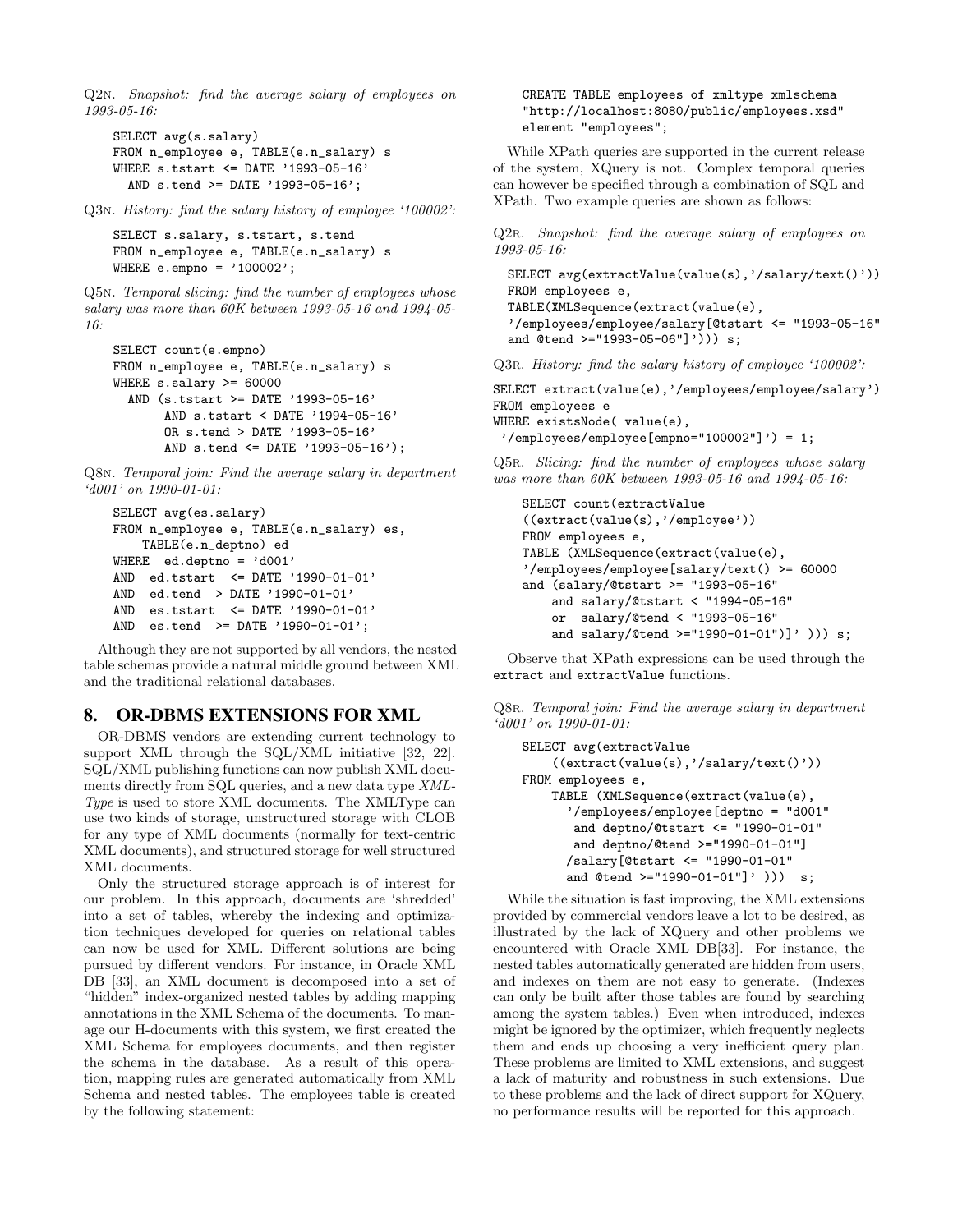Q2N. *Snapshot: find the average salary of employees on 1993-05-16:*

```
SELECT avg(s.salary)
FROM n_employee e, TABLE(e.n_salary) s
WHERE s.tstart <= DATE '1993-05-16'
  AND s.tend >= DATE '1993-05-16';
```

Q3N. *History: find the salary history of employee '100002':*

```
SELECT s.salary, s.tstart, s.tend
FROM n_employee e, TABLE(e.n_salary) s
WHERE e.empno = '100002';
```

Q5N. *Temporal slicing: find the number of employees whose salary was more than 60K between 1993-05-16 and 1994-05-16:*

```
SELECT count(e.empno)
FROM n_employee e, TABLE(e.n_salary) s
WHERE s.salary >= 60000
  AND (s.tstart >= DATE '1993-05-16'
       AND s.tstart < DATE '1994-05-16'
       OR s.tend > DATE '1993-05-16'
       AND s.tend <= DATE '1993-05-16');
```

Q8N. *Temporal join: Find the average salary in department 'd001' on 1990-01-01:*

```
SELECT avg(es.salary)
FROM n_employee e, TABLE(e.n_salary) es,
    TABLE(e.n_deptno) ed
WHERE  ed.deptno = 'd001'
AND  ed.tstart  <= DATE '1990-01-01'
AND  ed.tend  > DATE '1990-01-01'
AND  es.tstart  <= DATE '1990-01-01'
AND  es.tend  >= DATE '1990-01-01';
```

Although they are not supported by all vendors, the nested table schemas provide a natural middle ground between XML and the traditional relational databases.

## 8. OR-DBMS EXTENSIONS FOR XML

OR-DBMS vendors are extending current technology to support XML through the SQL/XML initiative [32, 22]. SQL/XML publishing functions can now publish XML documents directly from SQL queries, and a new data type *XMLType* is used to store XML documents. The XMLType can use two kinds of storage, unstructured storage with CLOB for any type of XML documents (normally for text-centric XML documents), and structured storage for well structured XML documents.

Only the structured storage approach is of interest for our problem. In this approach, documents are 'shredded' into a set of tables, whereby the indexing and optimization techniques developed for queries on relational tables can now be used for XML. Different solutions are being pursued by different vendors. For instance, in Oracle XML DB [33], an XML document is decomposed into a set of "hidden" index-organized nested tables by adding mapping annotations in the XML Schema of the documents. To manage our H-documents with this system, we first created the XML Schema for employees documents, and then register the schema in the database. As a result of this operation, mapping rules are generated automatically from XML Schema and nested tables. The employees table is created by the following statement:

```
CREATE TABLE employees of xmltype xmlschema
"http://localhost:8080/public/employees.xsd"
element "employees";
```

While XPath queries are supported in the current release of the system, XQuery is not. Complex temporal queries can however be specified through a combination of SQL and XPath. Two example queries are shown as follows:

Q2R. *Snapshot: find the average salary of employees on 1993-05-16:*

```
SELECT avg(extractValue(value(s),'/salary/text()'))
FROM employees e,
TABLE(XMLSequence(extract(value(e),
'/employees/employee/salary[@tstart <= "1993-05-16"
and @tend >="1993-05-06"]'))) s;
```

Q3R. *History: find the salary history of employee '100002':*

```
SELECT extract(value(e),'/employees/employee/salary')
FROM employees e
WHERE existsNode( value(e),
 '/employees/employee[empno="100002"]') = 1;
```

Q5R. *Slicing: find the number of employees whose salary was more than 60K between 1993-05-16 and 1994-05-16:*

```
SELECT count(extractValue
((extract(value(s),'/employee'))
FROM employees e,
TABLE (XMLSequence(extract(value(e),
'/employees/employee[salary/text() >= 60000
and (salary/@tstart >= "1993-05-16"
    and salary/@tstart < "1994-05-16"
    or  salary/@tend < "1993-05-16"
    and salary/@tend >="1990-01-01")]' ))) s;
```

Observe that XPath expressions can be used through the `extract` and `extractValue` functions.

Q8R. *Temporal join: Find the average salary in department 'd001' on 1990-01-01:*

```
SELECT avg(extractValue
    ((extract(value(s),'/salary/text()'))
FROM employees e,
    TABLE (XMLSequence(extract(value(e),
      '/employees/employee[deptno = "d001"
       and deptno/@tstart <= "1990-01-01"
       and deptno/@tend >="1990-01-01"]
      /salary[@tstart <= "1990-01-01"
      and @tend >="1990-01-01"]' )))  s;
```

While the situation is fast improving, the XML extensions provided by commercial vendors leave a lot to be desired, as illustrated by the lack of XQuery and other problems we encountered with Oracle XML DB[33]. For instance, the nested tables automatically generated are hidden from users, and indexes on them are not easy to generate. (Indexes can only be built after those tables are found by searching among the system tables.) Even when introduced, indexes might be ignored by the optimizer, which frequently neglects them and ends up choosing a very inefficient query plan. These problems are limited to XML extensions, and suggest a lack of maturity and robustness in such extensions. Due to these problems and the lack of direct support for XQuery, no performance results will be reported for this approach.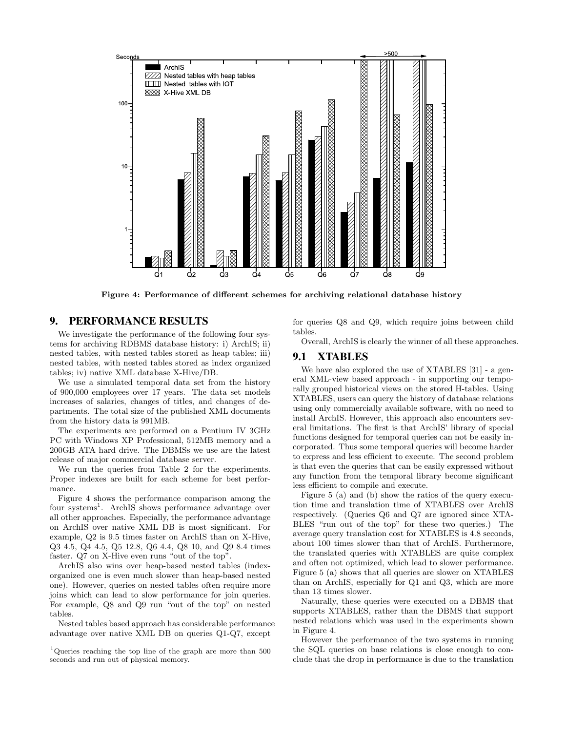Figure 4: Performance of different schemes for archiving relational database history

## 9. PERFORMANCE RESULTS

We investigate the performance of the following four systems for archiving RDBMS database history: i) ArchIS; ii) nested tables, with nested tables stored as heap tables; iii) nested tables, with nested tables stored as index organized tables; iv) native XML database X-Hive/DB.

We use a simulated temporal data set from the history of 900,000 employees over 17 years. The data set models increases of salaries, changes of titles, and changes of departments. The total size of the published XML documents from the history data is 991MB.

The experiments are performed on a Pentium IV 3GHz PC with Windows XP Professional, 512MB memory and a 200GB ATA hard drive. The DBMSs we use are the latest release of major commercial database server.

We run the queries from Table 2 for the experiments. Proper indexes are built for each scheme for best performance.

Figure 4 shows the performance comparison among the four systems[1]. ArchIS shows performance advantage over all other approaches. Especially, the performance advantage on ArchIS over native XML DB is most significant. For example, Q2 is 9.5 times faster on ArchIS than on X-Hive, Q3 4.5, Q4 4.5, Q5 12.8, Q6 4.4, Q8 10, and Q9 8.4 times faster. Q7 on X-Hive even runs "out of the top".

ArchIS also wins over heap-based nested tables (index-organized one is even much slower than heap-based nested one). However, queries on nested tables often require more joins which can lead to slow performance for join queries. For example, Q8 and Q9 run "out of the top" on nested tables.

Nested tables based approach has considerable performance advantage over native XML DB on queries Q1-Q7, except for queries Q8 and Q9, which require joins between child tables.

Overall, ArchIS is clearly the winner of all these approaches.

### 9.1 XTABLES

We have also explored the use of XTABLES [31] - a general XML-view based approach - in supporting our temporally grouped historical views on the stored H-tables. Using XTABLES, users can query the history of database relations using only commercially available software, with no need to install ArchIS. However, this approach also encounters several limitations. The first is that ArchIS' library of special functions designed for temporal queries can not be easily incorporated. Thus some temporal queries will become harder to express and less efficient to execute. The second problem is that even the queries that can be easily expressed without any function from the temporal library become significant less efficient to compile and execute.

Figure 5 (a) and (b) show the ratios of the query execution time and translation time of XTABLES over ArchIS respectively. (Queries Q6 and Q7 are ignored since XTABLES "run out of the top" for these two queries.) The average query translation cost for XTABLES is 4.8 seconds, about 100 times slower than that of ArchIS. Furthermore, the translated queries with XTABLES are quite complex and often not optimized, which lead to slower performance. Figure 5 (a) shows that all queries are slower on XTABLES than on ArchIS, especially for Q1 and Q3, which are more than 13 times slower.

Naturally, these queries were executed on a DBMS that supports XTABLES, rather than the DBMS that support nested relations which was used in the experiments shown in Figure 4.

However the performance of the two systems in running the SQL queries on base relations is close enough to conclude that the drop in performance is due to the translation

[1] Queries reaching the top line of the graph are more than 500 seconds and run out of physical memory.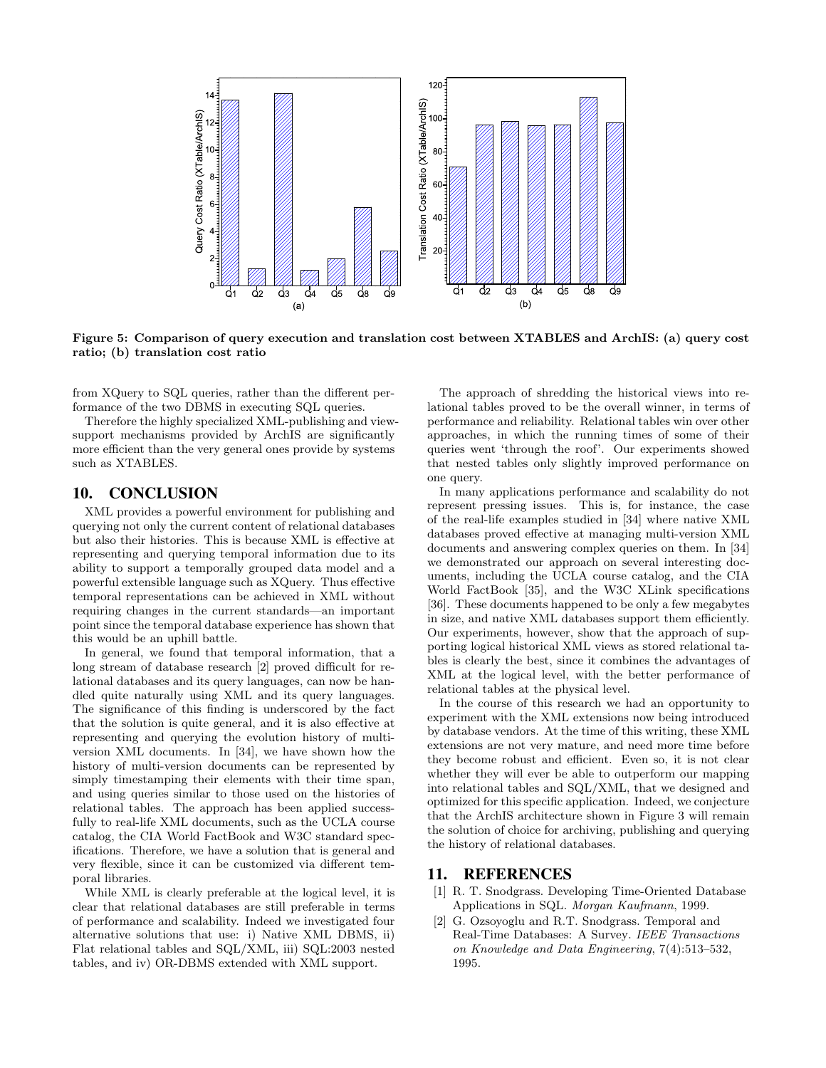Query Cost Ratio (XTable/ArchIS)

0
2
4
6
8
10
12
14

Q1 Q2 Q3 Q4 Q5 Q8 Q9

(a)

Translation Cost Ratio (XTable/ArchIS)

20
40
60
80
100
120

Q1 Q2 Q3 Q4 Q5 Q8 Q9

(b)

**Figure 5: Comparison of query execution and translation cost between XTABLES and ArchIS: (a) query cost ratio; (b) translation cost ratio**

from XQuery to SQL queries, rather than the different performance of the two DBMS in executing SQL queries.

Therefore the highly specialized XML-publishing and view-support mechanisms provided by ArchIS are significantly more efficient than the very general ones provide by systems such as XTABLES.

## 10. CONCLUSION

XML provides a powerful environment for publishing and querying not only the current content of relational databases but also their histories. This is because XML is effective at representing and querying temporal information due to its ability to support a temporally grouped data model and a powerful extensible language such as XQuery. Thus effective temporal representations can be achieved in XML without requiring changes in the current standards—an important point since the temporal database experience has shown that this would be an uphill battle.

In general, we found that temporal information, that a long stream of database research [2] proved difficult for relational databases and its query languages, can now be handled quite naturally using XML and its query languages. The significance of this finding is underscored by the fact that the solution is quite general, and it is also effective at representing and querying the evolution history of multi-version XML documents. In [34], we have shown how the history of multi-version documents can be represented by simply timestamping their elements with their time span, and using queries similar to those used on the histories of relational tables. The approach has been applied successfully to real-life XML documents, such as the UCLA course catalog, the CIA World FactBook and W3C standard specifications. Therefore, we have a solution that is general and very flexible, since it can be customized via different temporal libraries.

While XML is clearly preferable at the logical level, it is clear that relational databases are still preferable in terms of performance and scalability. Indeed we investigated four alternative solutions that use: i) Native XML DBMS, ii) Flat relational tables and SQL/XML, iii) SQL:2003 nested tables, and iv) OR-DBMS extended with XML support.

The approach of shredding the historical views into relational tables proved to be the overall winner, in terms of performance and reliability. Relational tables win over other approaches, in which the running times of some of their queries went 'through the roof'. Our experiments showed that nested tables only slightly improved performance on one query.

In many applications performance and scalability do not represent pressing issues. This is, for instance, the case of the real-life examples studied in [34] where native XML databases proved effective at managing multi-version XML documents and answering complex queries on them. In [34] we demonstrated our approach on several interesting documents, including the UCLA course catalog, and the CIA World FactBook [35], and the W3C XLink specifications [36]. These documents happened to be only a few megabytes in size, and native XML databases support them efficiently. Our experiments, however, show that the approach of supporting logical historical XML views as stored relational tables is clearly the best, since it combines the advantages of XML at the logical level, with the better performance of relational tables at the physical level.

In the course of this research we had an opportunity to experiment with the XML extensions now being introduced by database vendors. At the time of this writing, these XML extensions are not very mature, and need more time before they become robust and efficient. Even so, it is not clear whether they will ever be able to outperform our mapping into relational tables and SQL/XML, that we designed and optimized for this specific application. Indeed, we conjecture that the ArchIS architecture shown in Figure 3 will remain the solution of choice for archiving, publishing and querying the history of relational databases.

## 11. REFERENCES

[1] R. T. Snodgrass. Developing Time-Oriented Database Applications in SQL. *Morgan Kaufmann*, 1999.

[2] G. Ozsoyoglu and R.T. Snodgrass. Temporal and Real-Time Databases: A Survey. *IEEE Transactions on Knowledge and Data Engineering*, 7(4):513–532, 1995.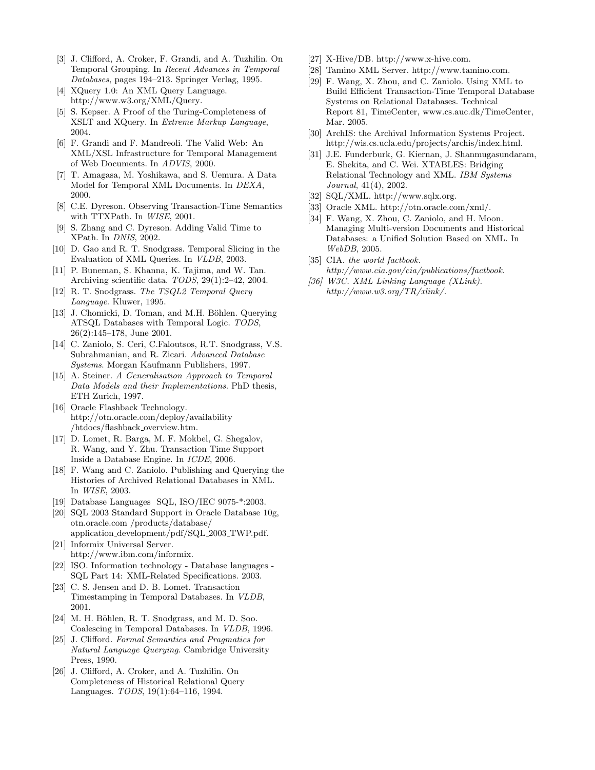[3] J. Clifford, A. Croker, F. Grandi, and A. Tuzhilin. On Temporal Grouping. In *Recent Advances in Temporal Databases*, pages 194–213. Springer Verlag, 1995.

[4] XQuery 1.0: An XML Query Language. http://www.w3.org/XML/Query.

[5] S. Kepser. A Proof of the Turing-Completeness of XSLT and XQuery. In *Extreme Markup Language*, 2004.

[6] F. Grandi and F. Mandreoli. The Valid Web: An XML/XSL Infrastructure for Temporal Management of Web Documents. In *ADVIS*, 2000.

[7] T. Amagasa, M. Yoshikawa, and S. Uemura. A Data Model for Temporal XML Documents. In *DEXA*, 2000.

[8] C.E. Dyreson. Observing Transaction-Time Semantics with TTXPath. In *WISE*, 2001.

[9] S. Zhang and C. Dyreson. Adding Valid Time to XPath. In *DNIS*, 2002.

[10] D. Gao and R. T. Snodgrass. Temporal Slicing in the Evaluation of XML Queries. In *VLDB*, 2003.

[11] P. Buneman, S. Khanna, K. Tajima, and W. Tan. Archiving scientific data. *TODS*, 29(1):2–42, 2004.

[12] R. T. Snodgrass. *The TSQL2 Temporal Query Language*. Kluwer, 1995.

[13] J. Chomicki, D. Toman, and M.H. Böhlen. Querying ATSQL Databases with Temporal Logic. *TODS*, 26(2):145–178, June 2001.

[14] C. Zaniolo, S. Ceri, C.Faloutsos, R.T. Snodgrass, V.S. Subrahmanian, and R. Zicari. *Advanced Database Systems*. Morgan Kaufmann Publishers, 1997.

[15] A. Steiner. *A Generalisation Approach to Temporal Data Models and their Implementations*. PhD thesis, ETH Zurich, 1997.

[16] Oracle Flashback Technology. http://otn.oracle.com/deploy/availability /htdocs/flashback_overview.htm.

[17] D. Lomet, R. Barga, M. F. Mokbel, G. Shegalov, R. Wang, and Y. Zhu. Transaction Time Support Inside a Database Engine. In *ICDE*, 2006.

[18] F. Wang and C. Zaniolo. Publishing and Querying the Histories of Archived Relational Databases in XML. In *WISE*, 2003.

[19] Database Languages SQL, ISO/IEC 9075-*:2003.

[20] SQL 2003 Standard Support in Oracle Database 10g, otn.oracle.com /products/database/ application_development/pdf/SQL_2003_TWP.pdf.

[21] Informix Universal Server. http://www.ibm.com/informix.

[22] ISO. Information technology - Database languages - SQL Part 14: XML-Related Specifications. 2003.

[23] C. S. Jensen and D. B. Lomet. Transaction Timestamping in Temporal Databases. In *VLDB*, 2001.

[24] M. H. Böhlen, R. T. Snodgrass, and M. D. Soo. Coalescing in Temporal Databases. In *VLDB*, 1996.

[25] J. Clifford. *Formal Semantics and Pragmatics for Natural Language Querying*. Cambridge University Press, 1990.

[26] J. Clifford, A. Croker, and A. Tuzhilin. On Completeness of Historical Relational Query Languages. *TODS*, 19(1):64–116, 1994.

[27] X-Hive/DB. http://www.x-hive.com.

[28] Tamino XML Server. http://www.tamino.com.

[29] F. Wang, X. Zhou, and C. Zaniolo. Using XML to Build Efficient Transaction-Time Temporal Database Systems on Relational Databases. Technical Report 81, TimeCenter, www.cs.auc.dk/TimeCenter, Mar. 2005.

[30] ArchIS: the Archival Information Systems Project. http://wis.cs.ucla.edu/projects/archis/index.html.

[31] J.E. Funderburk, G. Kiernan, J. Shanmugasundaram, E. Shekita, and C. Wei. XTABLES: Bridging Relational Technology and XML. *IBM Systems Journal*, 41(4), 2002.

[32] SQL/XML. http://www.sqlx.org.

[33] Oracle XML. http://otn.oracle.com/xml/.

[34] F. Wang, X. Zhou, C. Zaniolo, and H. Moon. Managing Multi-version Documents and Historical Databases: a Unified Solution Based on XML. In *WebDB*, 2005.

[35] CIA. *the world factbook. http://www.cia.gov/cia/publications/factbook.*

*[36] W3C. XML Linking Language (XLink). http://www.w3.org/TR/xlink/.*